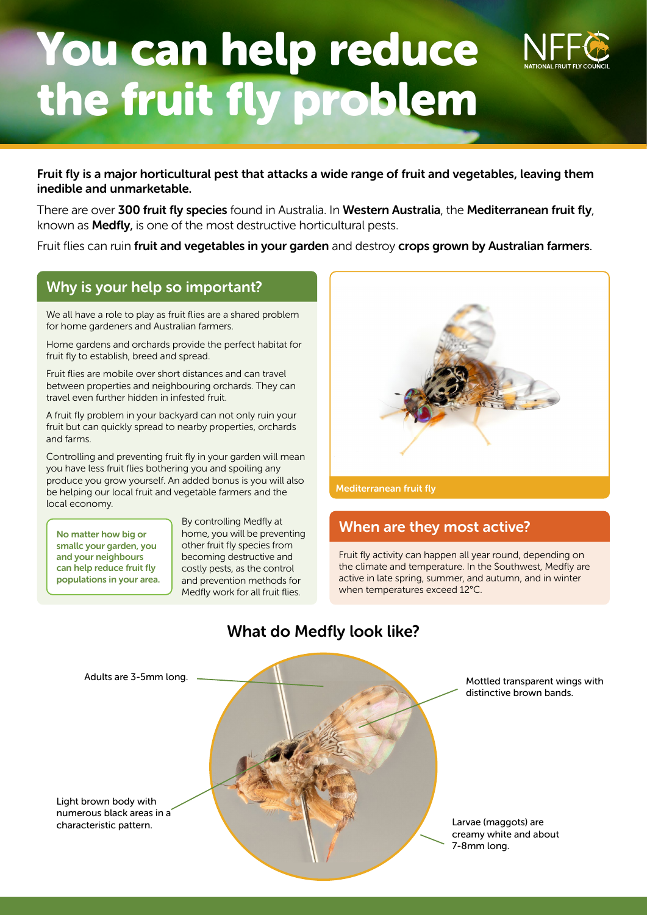# You can help reduce the fruit fly problem

NFFC NATIONAL FRUIT FLY COUNCIL

**Fruit fly is a major horticultural pest that attacks a wide range of fruit and vegetables, leaving them inedible and unmarketable.**

There are over **300 fruit fly species** found in Australia. In **Western Australia**, the **Mediterranean fruit fly**, known as **Medfly**, is one of the most destructive horticultural pests.

Fruit flies can ruin **fruit and vegetables in your garden** and destroy **crops grown by Australian farmers**.

## Why is your help so important?

We all have a role to play as fruit flies are a shared problem for home gardeners and Australian farmers.

Home gardens and orchards provide the perfect habitat for fruit fly to establish, breed and spread.

Fruit flies are mobile over short distances and can travel between properties and neighbouring orchards. They can travel even further hidden in infested fruit.

A fruit fly problem in your backyard can not only ruin your fruit but can quickly spread to nearby properties, orchards and farms.

Controlling and preventing fruit fly in your garden will mean you have less fruit flies bothering you and spoiling any produce you grow yourself. An added bonus is you will also be helping our local fruit and vegetable farmers and the local economy.

**No matter how big or smallc your garden, you and your neighbours can help reduce fruit fly populations in your area.**

By controlling Medfly at home, you will be preventing other fruit fly species from becoming destructive and costly pests, as the control and prevention methods for Medfly work for all fruit flies.

Mediterranean fruit fly

## When are they most active?

Fruit fly activity can happen all year round, depending on the climate and temperature. In the Southwest, Medfly are active in late spring, summer, and autumn, and in winter when temperatures exceed 12°C.

## What do Medfly look like?

Adults are 3-5mm long.

Mottled transparent wings with distinctive brown bands.

Light brown body with numerous black areas in a characteristic pattern.

Larvae (maggots) are creamy white and about 7-8mm long.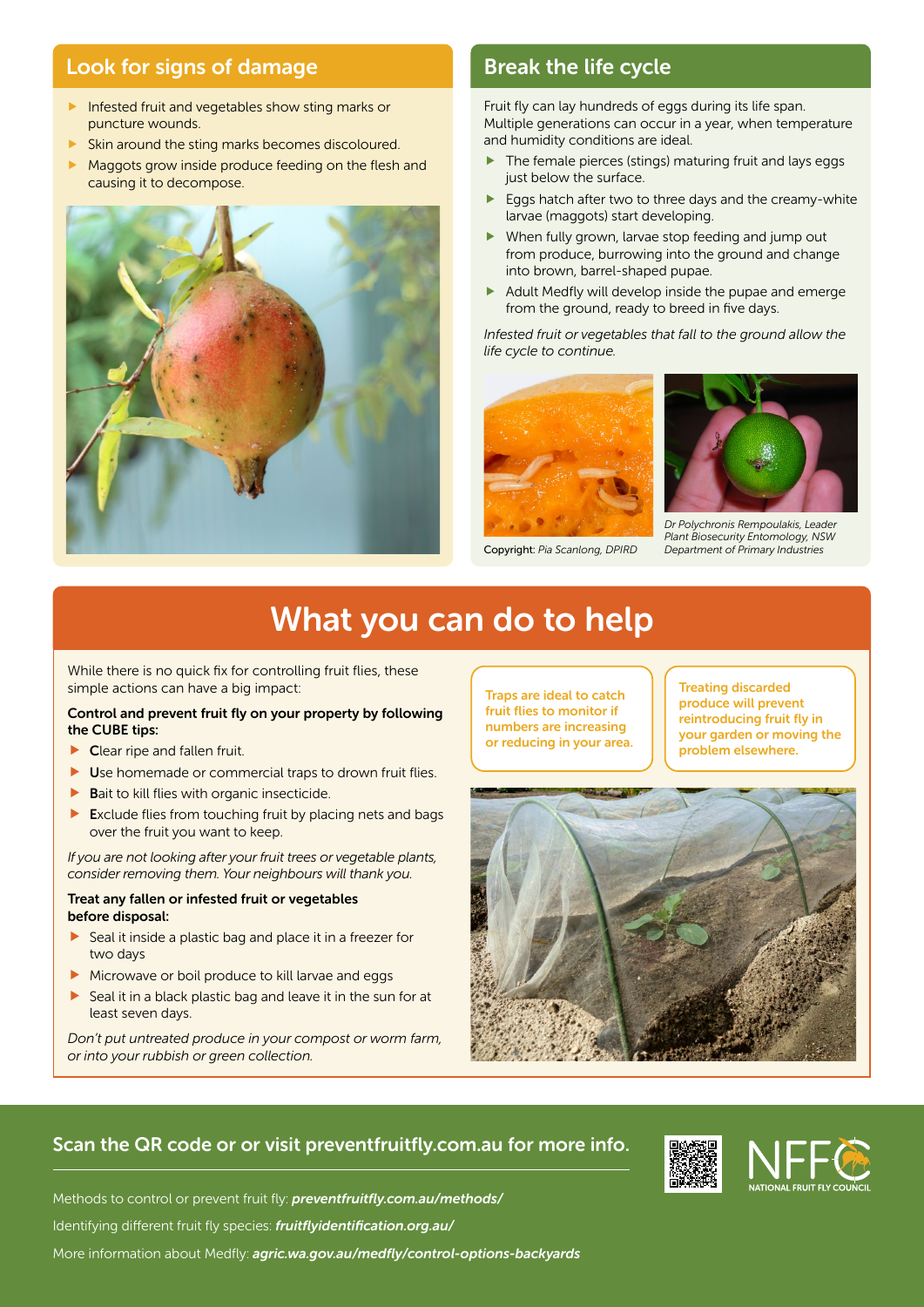## Look for signs of damage

- Infested fruit and vegetables show sting marks or puncture wounds.
- Skin around the sting marks becomes discoloured.
- Maggots grow inside produce feeding on the flesh and causing it to decompose.

## Break the life cycle

Fruit fly can lay hundreds of eggs during its life span. Multiple generations can occur in a year, when temperature and humidity conditions are ideal.

- The female pierces (stings) maturing fruit and lays eggs just below the surface.
- Eggs hatch after two to three days and the creamy-white larvae (maggots) start developing.
- When fully grown, larvae stop feeding and jump out from produce, burrowing into the ground and change into brown, barrel-shaped pupae.
- Adult Medfly will develop inside the pupae and emerge from the ground, ready to breed in five days.

*Infested fruit or vegetables that fall to the ground allow the life cycle to continue.*

**Copyright:** *Pia Scanlong, DPIRD*

*Dr Polychronis Rempoulakis, Leader Plant Biosecurity Entomology, NSW Department of Primary Industries*

# What you can do to help

While there is no quick fix for controlling fruit flies, these simple actions can have a big impact:

**Control and prevent fruit fly on your property by following the CUBE tips:**

- **C**lear ripe and fallen fruit.
- **U**se homemade or commercial traps to drown fruit flies.
- **B**ait to kill flies with organic insecticide.
- **E**xclude flies from touching fruit by placing nets and bags over the fruit you want to keep.

*If you are not looking after your fruit trees or vegetable plants, consider removing them. Your neighbours will thank you.*

**Treat any fallen or infested fruit or vegetables before disposal:**

- Seal it inside a plastic bag and place it in a freezer for two days
- Microwave or boil produce to kill larvae and eggs
- Seal it in a black plastic bag and leave it in the sun for at least seven days.

*Don't put untreated produce in your compost or worm farm, or into your rubbish or green collection.*

**Traps are ideal to catch fruit flies to monitor if numbers are increasing or reducing in your area.**

**Treating discarded produce will prevent reintroducing fruit fly in your garden or moving the problem elsewhere.**

**Scan the QR code or or visit preventfruitfly.com.au for more info.**

Methods to control or prevent fruit fly: ***preventfruitfly.com.au/methods/***

Identifying different fruit fly species: ***fruitflyidentification.org.au/***

More information about Medfly: ***agric.wa.gov.au/medfly/control-options-backyards***

NFFC NATIONAL FRUIT FLY COUNCIL